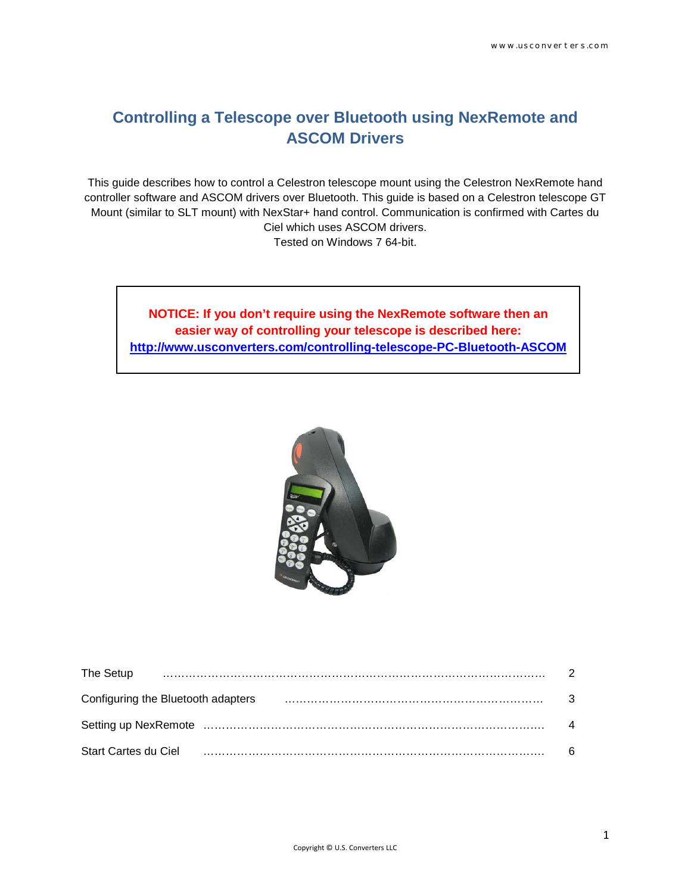# Controlling a Telescope over Bluetooth using NexRemote and ASCOM Drivers

This guide describes how to control a Celestron telescope mount using the Celestron NexRemote hand controller software and ASCOM drivers over Bluetooth. This guide is based on a Celestron telescope GT Mount (similar to SLT mount) with NexStar+ hand control. Communication is confirmed with Cartes du Ciel which uses ASCOM drivers.
Tested on Windows 7 64-bit.

**NOTICE: If you don't require using the NexRemote software then an easier way of controlling your telescope is described here: [http://www.usconverters.com/controlling-telescope-PC-Bluetooth-ASCOM](http://www.usconverters.com/controlling-telescope-PC-Bluetooth-ASCOM)**

| | |
|---|---|
| The Setup ………………………………………………………………………………………. | 2 |
| Configuring the Bluetooth adapters ……………………………………………………………. | 3 |
| Setting up NexRemote ……………………………………………………………………………… | 4 |
| Start Cartes du Ciel ……………………………………………………………………………… | 6 |

Copyright © U.S. Converters LLC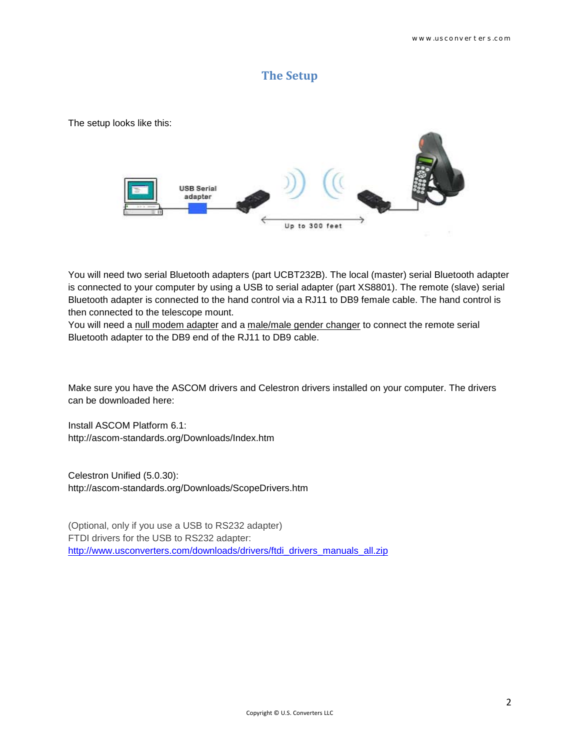## The Setup

The setup looks like this:

You will need two serial Bluetooth adapters (part UCBT232B). The local (master) serial Bluetooth adapter is connected to your computer by using a USB to serial adapter (part XS8801). The remote (slave) serial Bluetooth adapter is connected to the hand control via a RJ11 to DB9 female cable. The hand control is then connected to the telescope mount.
You will need a null modem adapter and a male/male gender changer to connect the remote serial Bluetooth adapter to the DB9 end of the RJ11 to DB9 cable.

Make sure you have the ASCOM drivers and Celestron drivers installed on your computer. The drivers can be downloaded here:

Install ASCOM Platform 6.1:
http://ascom-standards.org/Downloads/Index.htm

Celestron Unified (5.0.30):
http://ascom-standards.org/Downloads/ScopeDrivers.htm

(Optional, only if you use a USB to RS232 adapter)
FTDI drivers for the USB to RS232 adapter:
http://www.usconverters.com/downloads/drivers/ftdi_drivers_manuals_all.zip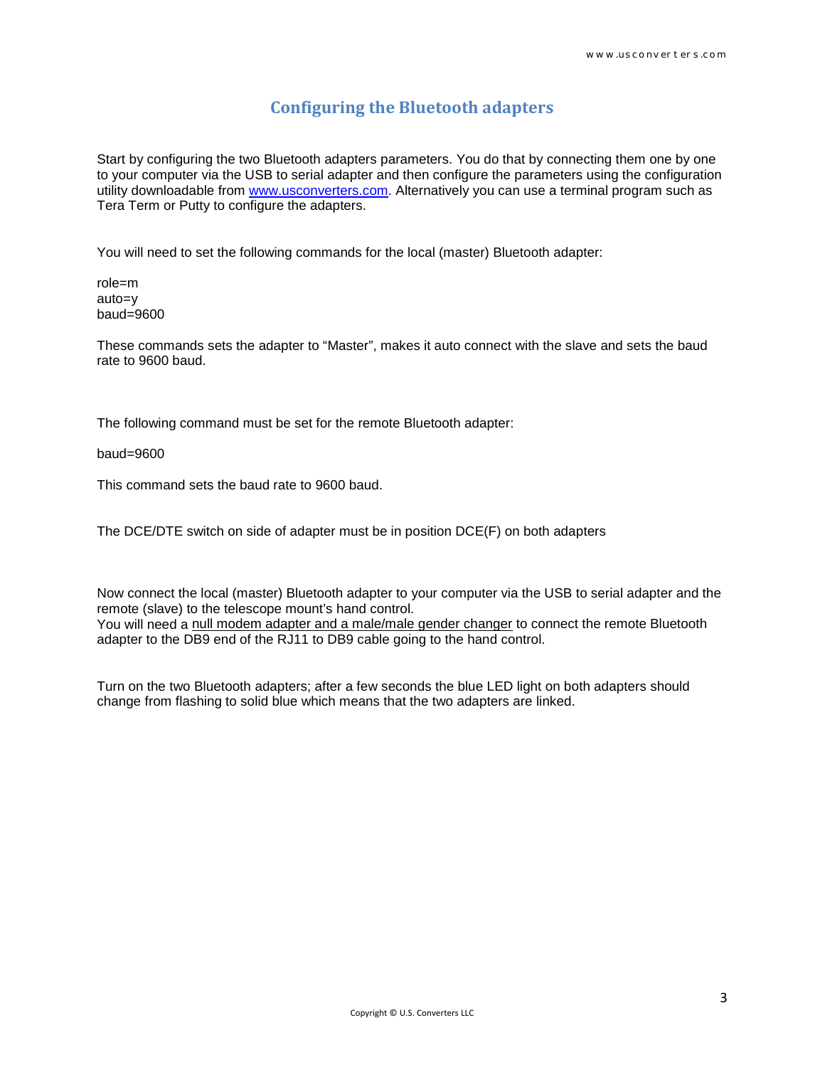# Configuring the Bluetooth adapters

Start by configuring the two Bluetooth adapters parameters. You do that by connecting them one by one to your computer via the USB to serial adapter and then configure the parameters using the configuration utility downloadable from [www.usconverters.com](http://www.usconverters.com). Alternatively you can use a terminal program such as Tera Term or Putty to configure the adapters.

You will need to set the following commands for the local (master) Bluetooth adapter:

role=m
auto=y
baud=9600

These commands sets the adapter to "Master", makes it auto connect with the slave and sets the baud rate to 9600 baud.

The following command must be set for the remote Bluetooth adapter:

baud=9600

This command sets the baud rate to 9600 baud.

The DCE/DTE switch on side of adapter must be in position DCE(F) on both adapters

Now connect the local (master) Bluetooth adapter to your computer via the USB to serial adapter and the remote (slave) to the telescope mount's hand control.
You will need a null modem adapter and a male/male gender changer to connect the remote Bluetooth adapter to the DB9 end of the RJ11 to DB9 cable going to the hand control.

Turn on the two Bluetooth adapters; after a few seconds the blue LED light on both adapters should change from flashing to solid blue which means that the two adapters are linked.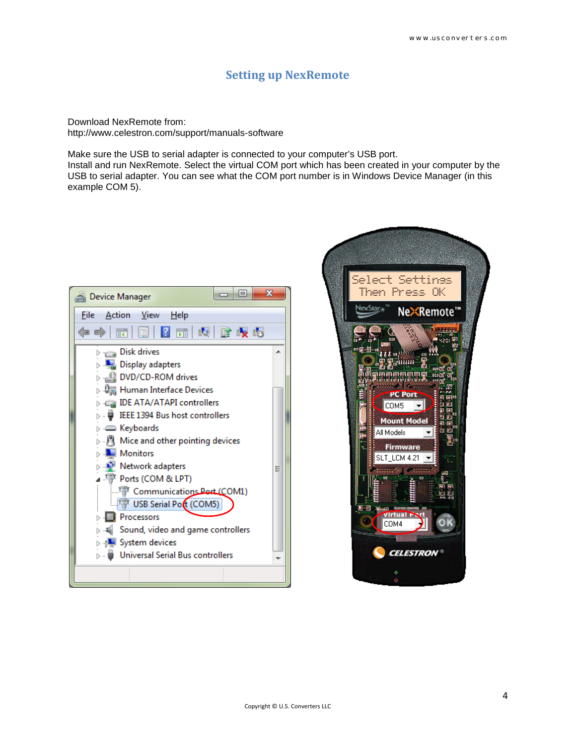## Setting up NexRemote

Download NexRemote from:
http://www.celestron.com/support/manuals-software

Make sure the USB to serial adapter is connected to your computer's USB port.
Install and run NexRemote. Select the virtual COM port which has been created in your computer by the USB to serial adapter. You can see what the COM port number is in Windows Device Manager (in this example COM 5).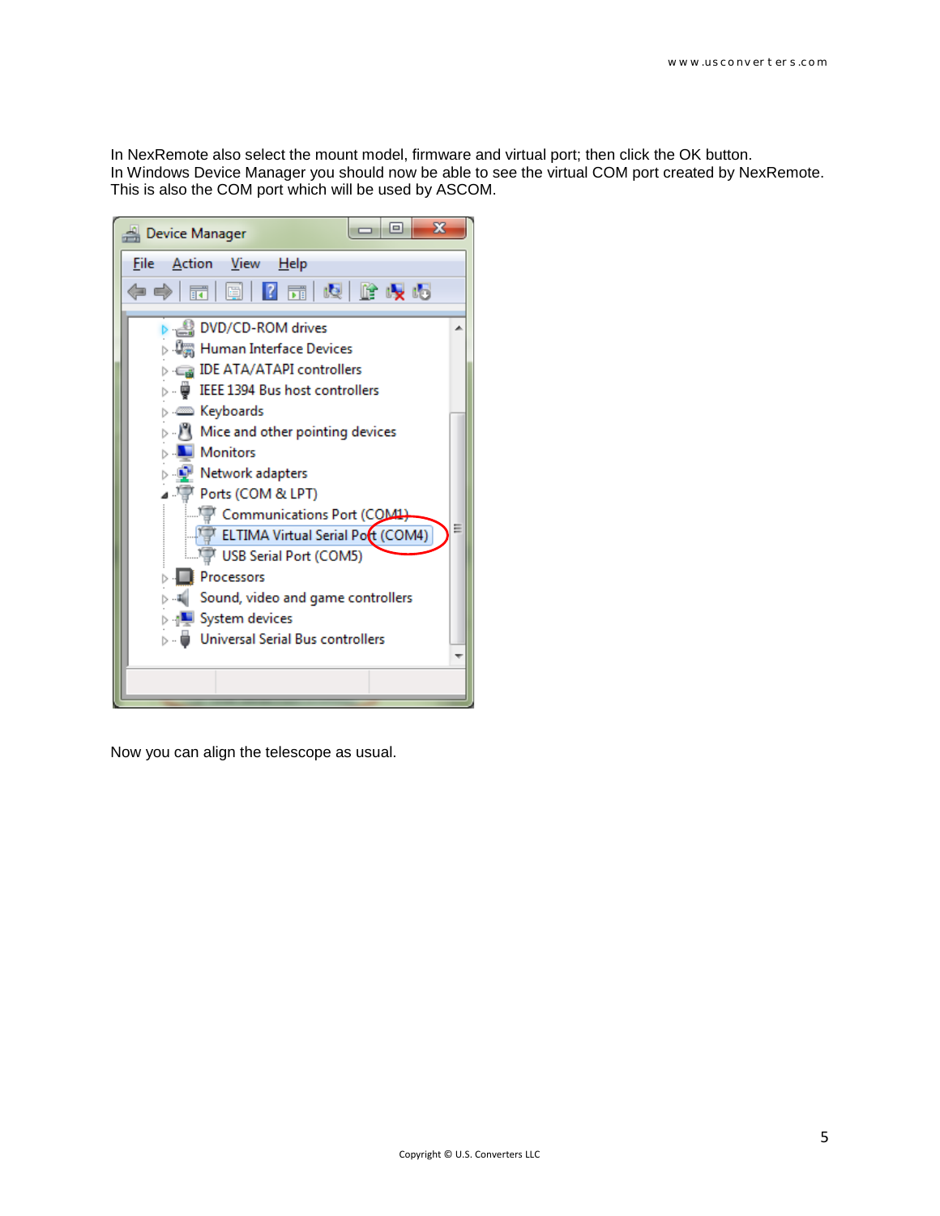In NexRemote also select the mount model, firmware and virtual port; then click the OK button.
In Windows Device Manager you should now be able to see the virtual COM port created by NexRemote. This is also the COM port which will be used by ASCOM.

Now you can align the telescope as usual.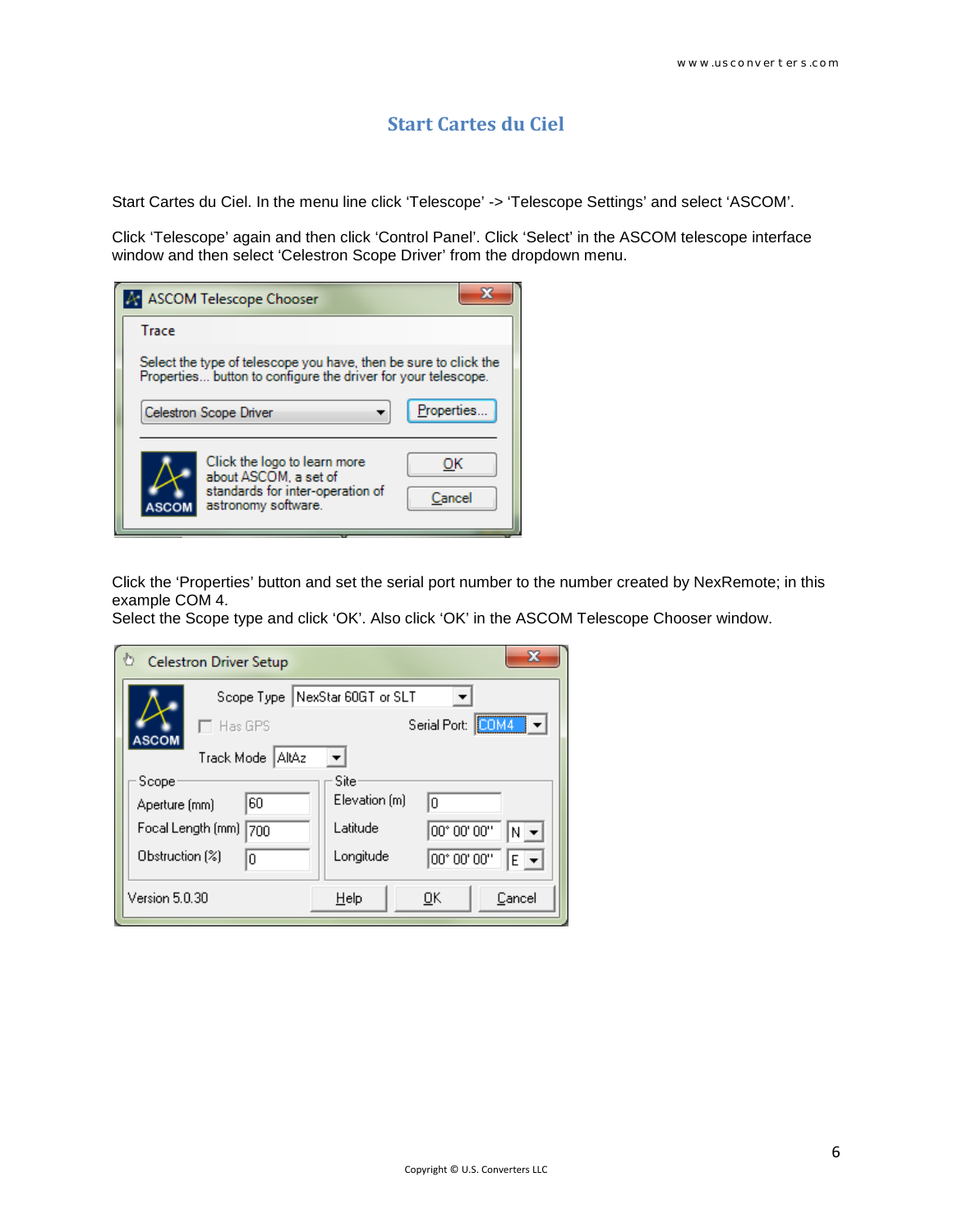# Start Cartes du Ciel

Start Cartes du Ciel. In the menu line click 'Telescope' -> 'Telescope Settings' and select 'ASCOM'.

Click 'Telescope' again and then click 'Control Panel'. Click 'Select' in the ASCOM telescope interface window and then select 'Celestron Scope Driver' from the dropdown menu.

Click the 'Properties' button and set the serial port number to the number created by NexRemote; in this example COM 4.
Select the Scope type and click 'OK'. Also click 'OK' in the ASCOM Telescope Chooser window.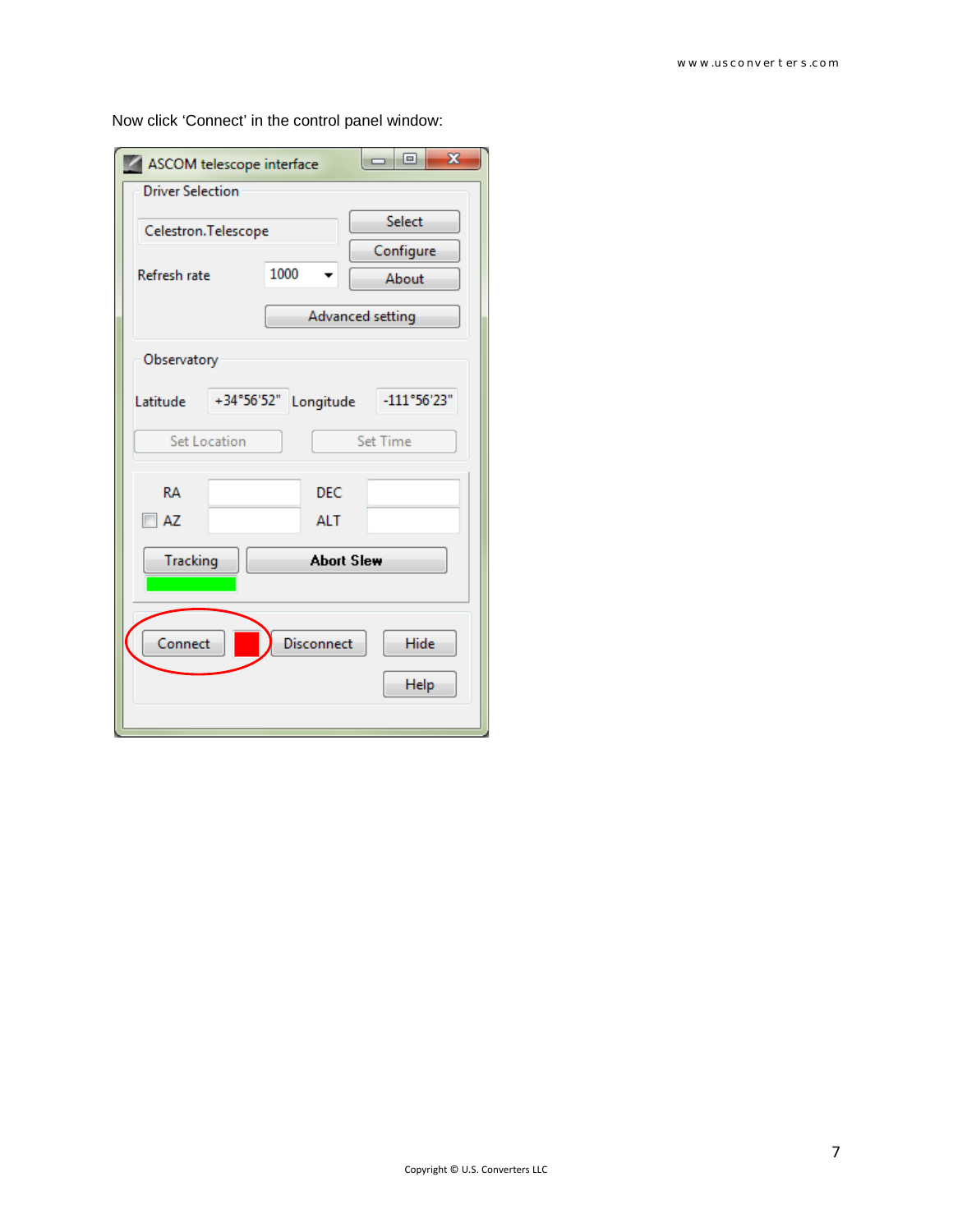Now click 'Connect' in the control panel window: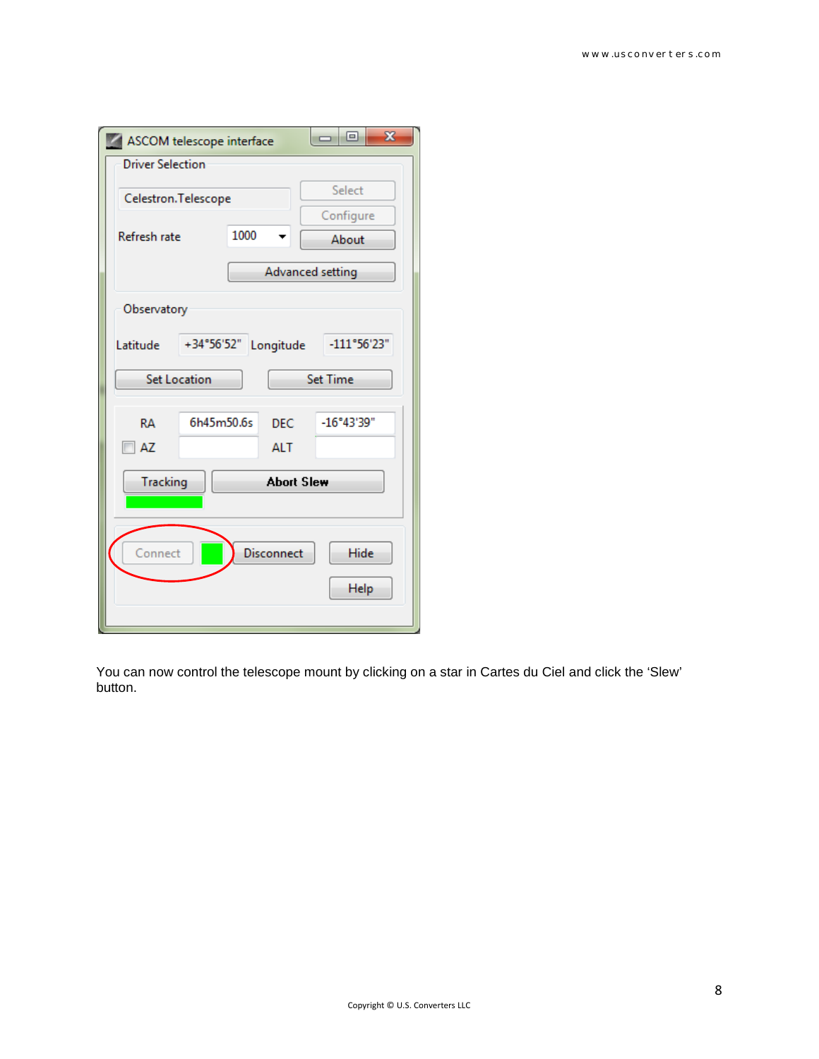You can now control the telescope mount by clicking on a star in Cartes du Ciel and click the 'Slew' button.